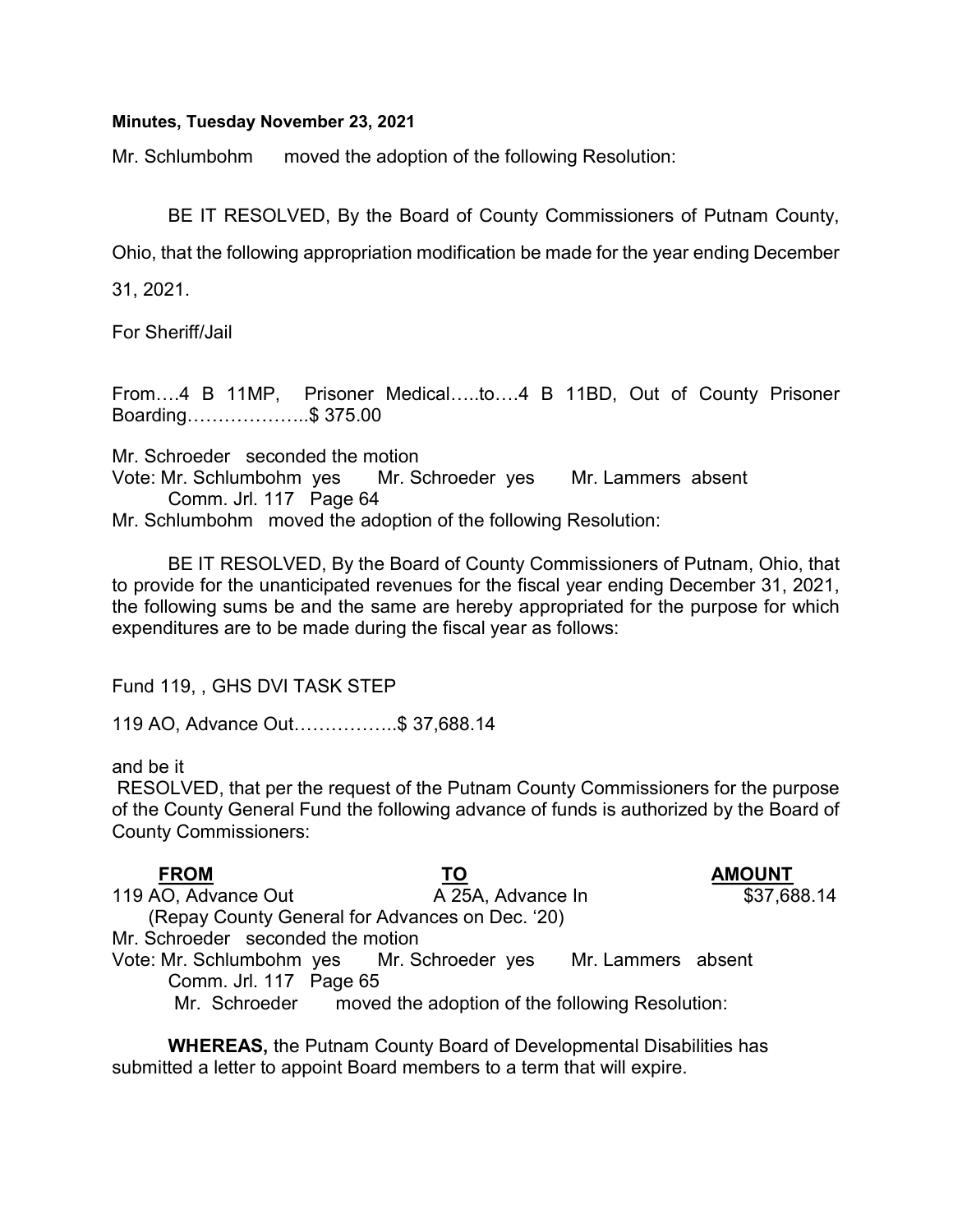**Minutes, Tuesday November 23, 2021**

Mr. Schlumbohm moved the adoption of the following Resolution:

BE IT RESOLVED, By the Board of County Commissioners of Putnam County, Ohio, that the following appropriation modification be made for the year ending December 31, 2021.

For Sheriff/Jail

From….4 B 11MP, Prisoner Medical…..to….4 B 11BD, Out of County Prisoner Boarding………………..$ 375.00

Mr. Schroeder seconded the motion
Vote: Mr. Schlumbohm yes Mr. Schroeder yes Mr. Lammers absent
Comm. Jrl. 117 Page 64
Mr. Schlumbohm moved the adoption of the following Resolution:

BE IT RESOLVED, By the Board of County Commissioners of Putnam, Ohio, that to provide for the unanticipated revenues for the fiscal year ending December 31, 2021, the following sums be and the same are hereby appropriated for the purpose for which expenditures are to be made during the fiscal year as follows:

Fund 119, , GHS DVI TASK STEP

119 AO, Advance Out……………..$ 37,688.14

and be it

RESOLVED, that per the request of the Putnam County Commissioners for the purpose of the County General Fund the following advance of funds is authorized by the Board of County Commissioners:

| FROM | TO | AMOUNT |
|---|---|---|
| 119 AO, Advance Out | A 25A, Advance In | $37,688.14 |

(Repay County General for Advances on Dec. '20)
Mr. Schroeder seconded the motion
Vote: Mr. Schlumbohm yes Mr. Schroeder yes Mr. Lammers absent
Comm. Jrl. 117 Page 65
Mr. Schroeder moved the adoption of the following Resolution:

**WHEREAS,** the Putnam County Board of Developmental Disabilities has submitted a letter to appoint Board members to a term that will expire.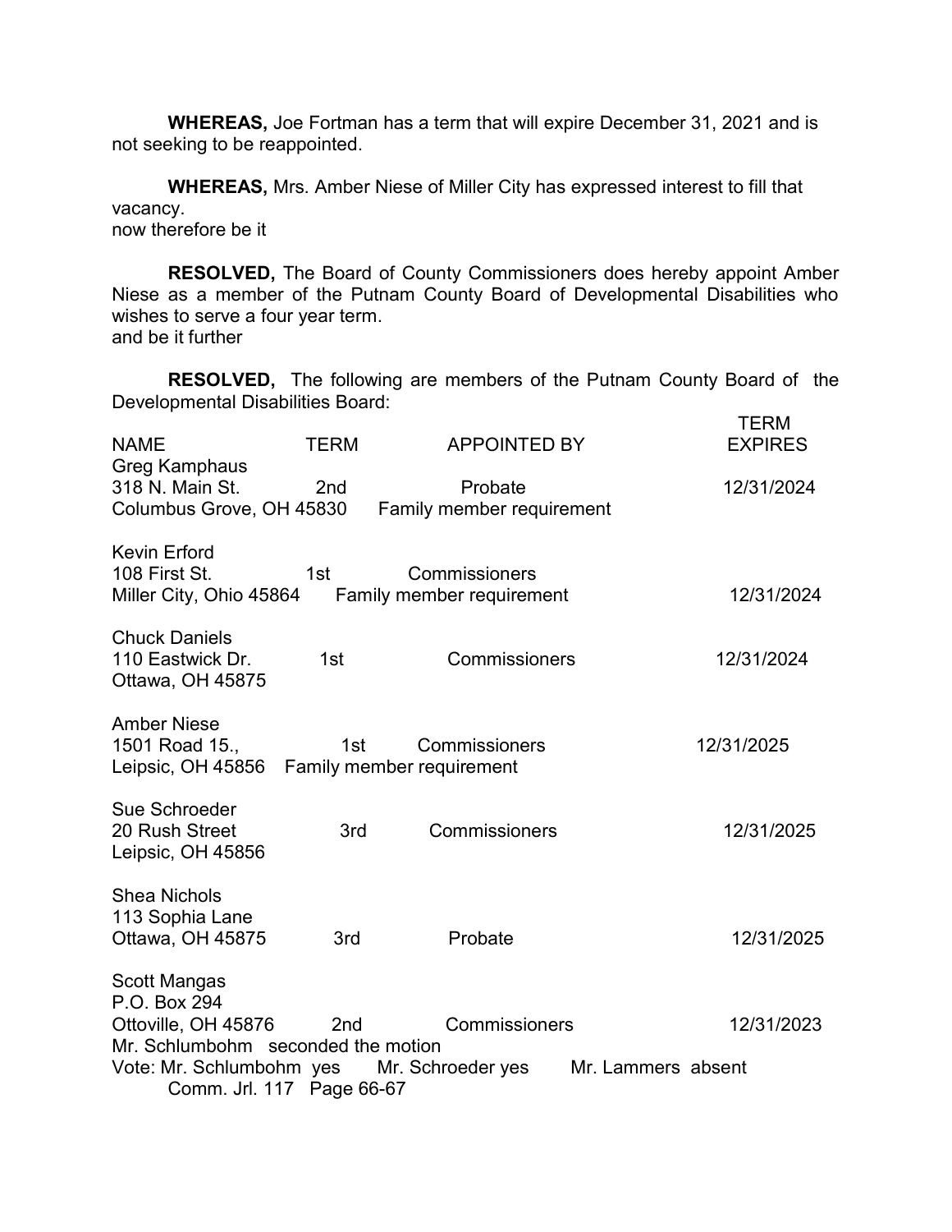**WHEREAS,** Joe Fortman has a term that will expire December 31, 2021 and is not seeking to be reappointed.

**WHEREAS,** Mrs. Amber Niese of Miller City has expressed interest to fill that vacancy.
now therefore be it

**RESOLVED,** The Board of County Commissioners does hereby appoint Amber Niese as a member of the Putnam County Board of Developmental Disabilities who wishes to serve a four year term.
and be it further

**RESOLVED,** The following are members of the Putnam County Board of the Developmental Disabilities Board:

| NAME | TERM | APPOINTED BY | TERM EXPIRES |
|---|---|---|---|
| Greg Kamphaus<br>318 N. Main St.<br>Columbus Grove, OH 45830 | 2nd | Probate<br>Family member requirement | 12/31/2024 |
| Kevin Erford<br>108 First St.<br>Miller City, Ohio 45864 | 1st | Commissioners<br>Family member requirement | 12/31/2024 |
| Chuck Daniels<br>110 Eastwick Dr.<br>Ottawa, OH 45875 | 1st | Commissioners | 12/31/2024 |
| Amber Niese<br>1501 Road 15.,<br>Leipsic, OH 45856 | 1st | Commissioners<br>Family member requirement | 12/31/2025 |
| Sue Schroeder<br>20 Rush Street<br>Leipsic, OH 45856 | 3rd | Commissioners | 12/31/2025 |
| Shea Nichols<br>113 Sophia Lane<br>Ottawa, OH 45875 | 3rd | Probate | 12/31/2025 |
| Scott Mangas<br>P.O. Box 294<br>Ottoville, OH 45876 | 2nd | Commissioners | 12/31/2023 |

Mr. Schlumbohm seconded the motion
Vote: Mr. Schlumbohm yes Mr. Schroeder yes Mr. Lammers absent
Comm. Jrl. 117 Page 66-67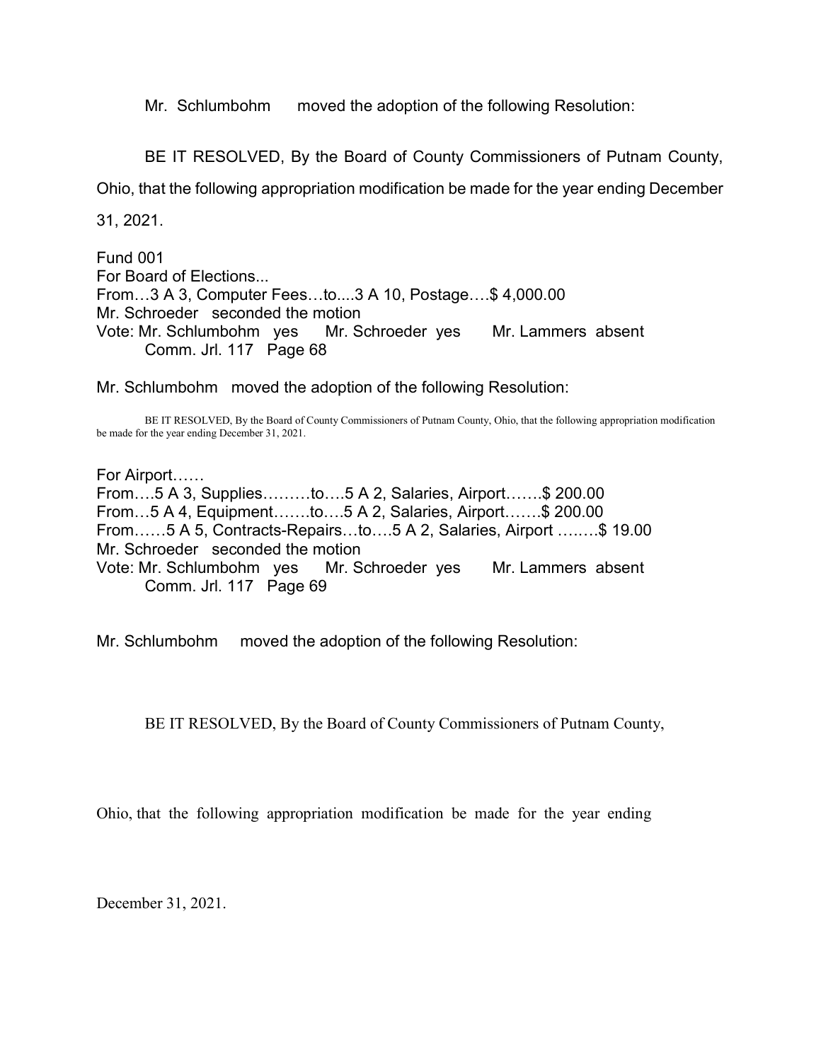Mr. Schlumbohm moved the adoption of the following Resolution:

BE IT RESOLVED, By the Board of County Commissioners of Putnam County, Ohio, that the following appropriation modification be made for the year ending December 31, 2021.

Fund 001
For Board of Elections...
From…3 A 3, Computer Fees…to....3 A 10, Postage….$ 4,000.00
Mr. Schroeder seconded the motion
Vote: Mr. Schlumbohm yes Mr. Schroeder yes Mr. Lammers absent
Comm. Jrl. 117 Page 68

Mr. Schlumbohm moved the adoption of the following Resolution:

BE IT RESOLVED, By the Board of County Commissioners of Putnam County, Ohio, that the following appropriation modification be made for the year ending December 31, 2021.

For Airport……
From….5 A 3, Supplies………to….5 A 2, Salaries, Airport…….$ 200.00
From…5 A 4, Equipment…….to….5 A 2, Salaries, Airport…….$ 200.00
From……5 A 5, Contracts-Repairs…to….5 A 2, Salaries, Airport ….….$ 19.00
Mr. Schroeder seconded the motion
Vote: Mr. Schlumbohm yes Mr. Schroeder yes Mr. Lammers absent
Comm. Jrl. 117 Page 69

Mr. Schlumbohm moved the adoption of the following Resolution:

BE IT RESOLVED, By the Board of County Commissioners of Putnam County,

Ohio, that the following appropriation modification be made for the year ending

December 31, 2021.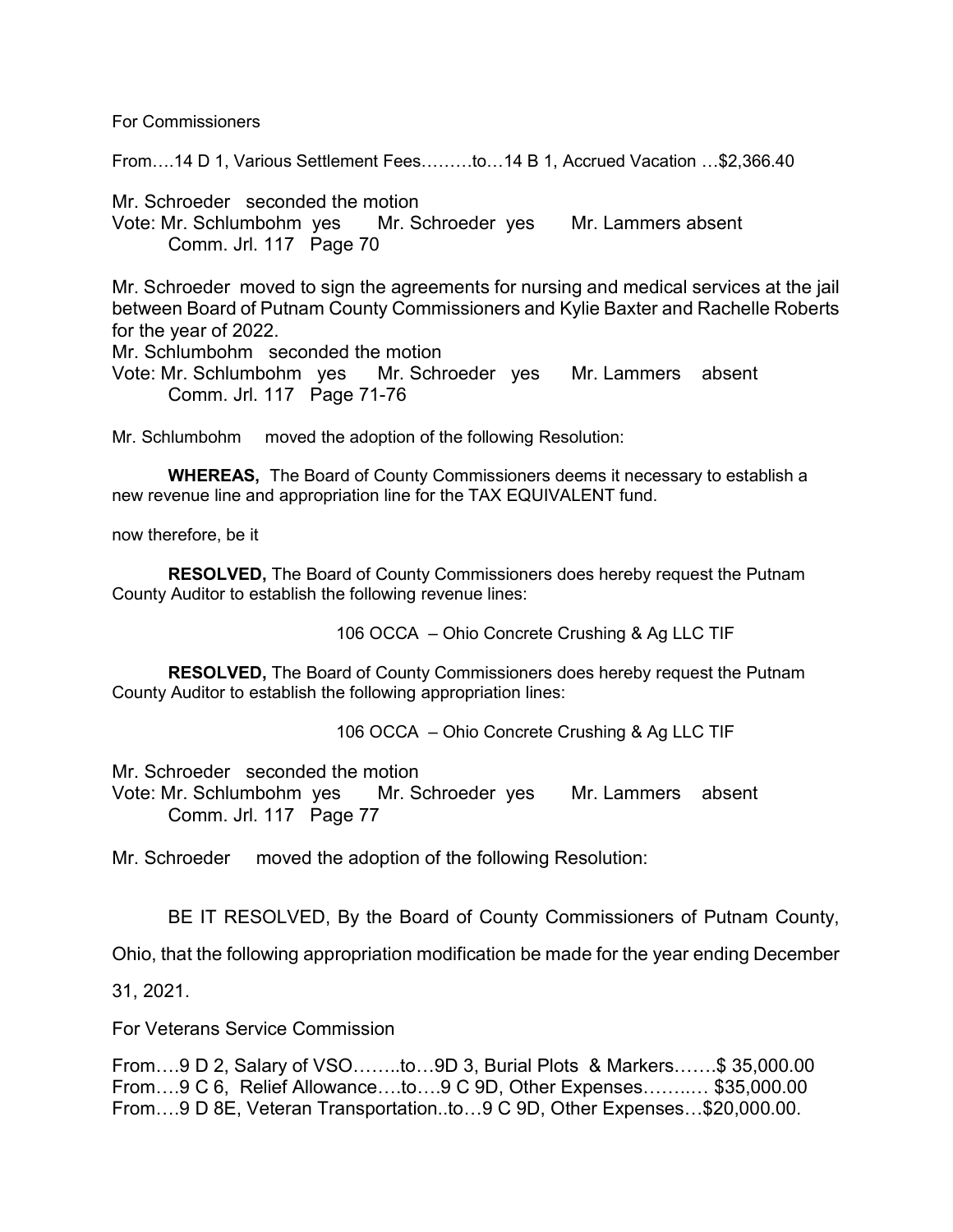For Commissioners

From….14 D 1, Various Settlement Fees………to…14 B 1, Accrued Vacation …$2,366.40

Mr. Schroeder seconded the motion
Vote: Mr. Schlumbohm yes Mr. Schroeder yes Mr. Lammers absent
Comm. Jrl. 117 Page 70

Mr. Schroeder moved to sign the agreements for nursing and medical services at the jail between Board of Putnam County Commissioners and Kylie Baxter and Rachelle Roberts for the year of 2022.
Mr. Schlumbohm seconded the motion
Vote: Mr. Schlumbohm yes Mr. Schroeder yes Mr. Lammers absent
Comm. Jrl. 117 Page 71-76

Mr. Schlumbohm moved the adoption of the following Resolution:

**WHEREAS,** The Board of County Commissioners deems it necessary to establish a new revenue line and appropriation line for the TAX EQUIVALENT fund.

now therefore, be it

**RESOLVED,** The Board of County Commissioners does hereby request the Putnam County Auditor to establish the following revenue lines:

106 OCCA – Ohio Concrete Crushing & Ag LLC TIF

**RESOLVED,** The Board of County Commissioners does hereby request the Putnam County Auditor to establish the following appropriation lines:

106 OCCA – Ohio Concrete Crushing & Ag LLC TIF

Mr. Schroeder seconded the motion
Vote: Mr. Schlumbohm yes Mr. Schroeder yes Mr. Lammers absent
Comm. Jrl. 117 Page 77

Mr. Schroeder moved the adoption of the following Resolution:

BE IT RESOLVED, By the Board of County Commissioners of Putnam County, Ohio, that the following appropriation modification be made for the year ending December 31, 2021.

For Veterans Service Commission

From….9 D 2, Salary of VSO……..to…9D 3, Burial Plots & Markers…….$ 35,000.00
From….9 C 6, Relief Allowance….to….9 C 9D, Other Expenses……..… $35,000.00
From….9 D 8E, Veteran Transportation..to…9 C 9D, Other Expenses…$20,000.00.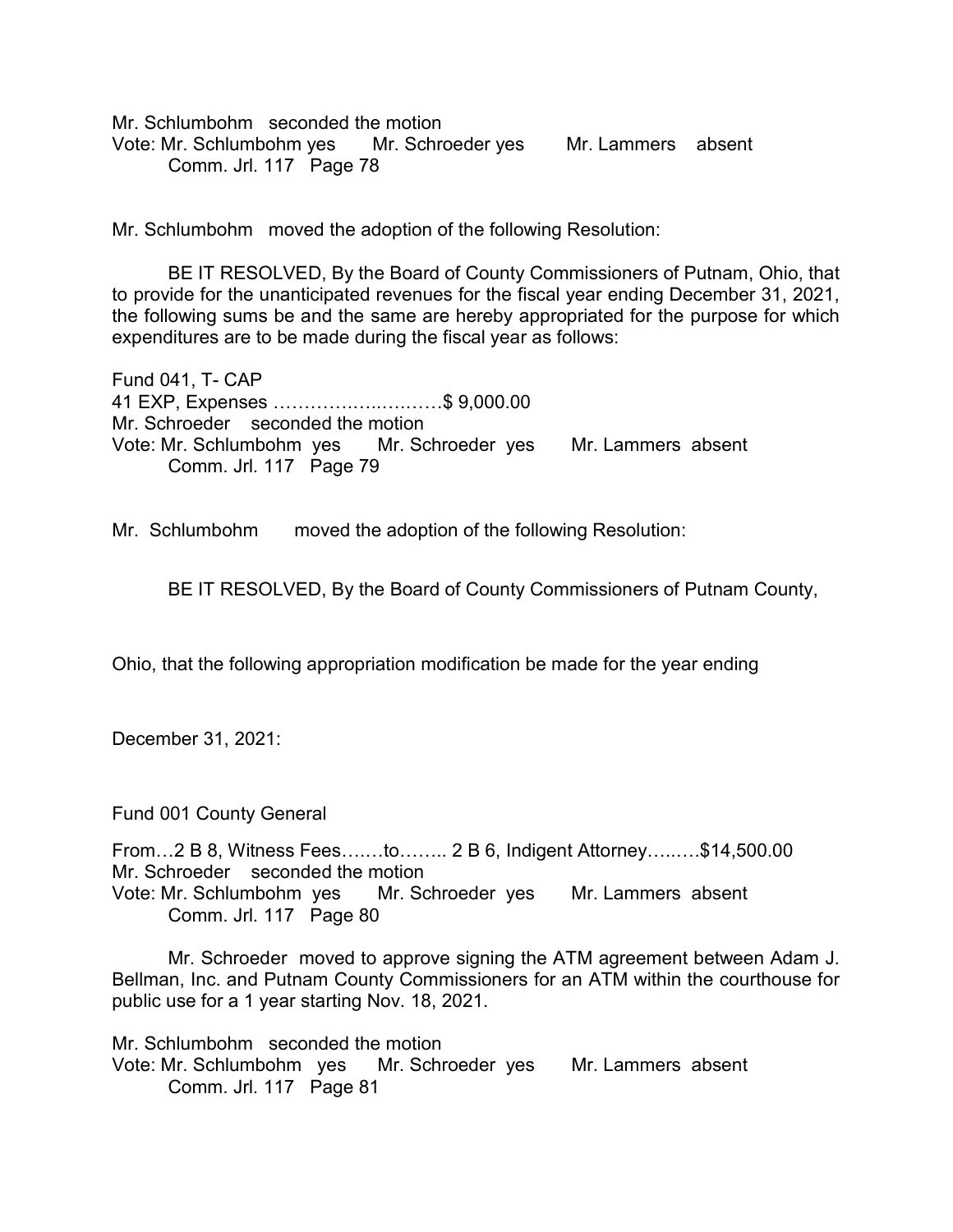Mr. Schlumbohm seconded the motion
Vote: Mr. Schlumbohm yes Mr. Schroeder yes Mr. Lammers absent
Comm. Jrl. 117 Page 78

Mr. Schlumbohm moved the adoption of the following Resolution:

BE IT RESOLVED, By the Board of County Commissioners of Putnam, Ohio, that to provide for the unanticipated revenues for the fiscal year ending December 31, 2021, the following sums be and the same are hereby appropriated for the purpose for which expenditures are to be made during the fiscal year as follows:

Fund 041, T- CAP
41 EXP, Expenses ……………..…..……$ 9,000.00
Mr. Schroeder seconded the motion
Vote: Mr. Schlumbohm yes Mr. Schroeder yes Mr. Lammers absent
Comm. Jrl. 117 Page 79

Mr. Schlumbohm moved the adoption of the following Resolution:

BE IT RESOLVED, By the Board of County Commissioners of Putnam County,

Ohio, that the following appropriation modification be made for the year ending

December 31, 2021:

Fund 001 County General

From…2 B 8, Witness Fees….…to…….. 2 B 6, Indigent Attorney…..….$14,500.00
Mr. Schroeder seconded the motion
Vote: Mr. Schlumbohm yes Mr. Schroeder yes Mr. Lammers absent
Comm. Jrl. 117 Page 80

Mr. Schroeder moved to approve signing the ATM agreement between Adam J. Bellman, Inc. and Putnam County Commissioners for an ATM within the courthouse for public use for a 1 year starting Nov. 18, 2021.

Mr. Schlumbohm seconded the motion
Vote: Mr. Schlumbohm yes Mr. Schroeder yes Mr. Lammers absent
Comm. Jrl. 117 Page 81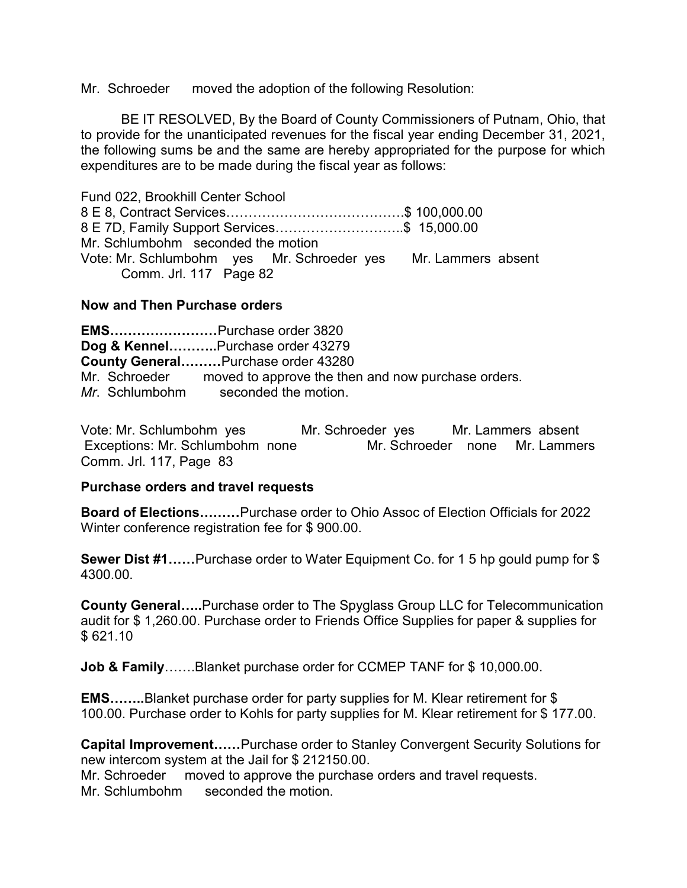Mr. Schroeder moved the adoption of the following Resolution:

BE IT RESOLVED, By the Board of County Commissioners of Putnam, Ohio, that to provide for the unanticipated revenues for the fiscal year ending December 31, 2021, the following sums be and the same are hereby appropriated for the purpose for which expenditures are to be made during the fiscal year as follows:

Fund 022, Brookhill Center School
8 E 8, Contract Services…………………………………..$ 100,000.00
8 E 7D, Family Support Services………………………..$ 15,000.00
Mr. Schlumbohm seconded the motion
Vote: Mr. Schlumbohm yes Mr. Schroeder yes Mr. Lammers absent
Comm. Jrl. 117 Page 82

**Now and Then Purchase orders**

**EMS……………………**Purchase order 3820
**Dog & Kennel………..**Purchase order 43279
**County General………**Purchase order 43280
Mr. Schroeder moved to approve the then and now purchase orders.
*Mr.* Schlumbohm seconded the motion.

Vote: Mr. Schlumbohm yes Mr. Schroeder yes Mr. Lammers absent
Exceptions: Mr. Schlumbohm none Mr. Schroeder none Mr. Lammers
Comm. Jrl. 117, Page 83

**Purchase orders and travel requests**

**Board of Elections………**Purchase order to Ohio Assoc of Election Officials for 2022 Winter conference registration fee for $ 900.00.

**Sewer Dist #1……**Purchase order to Water Equipment Co. for 1 5 hp gould pump for $ 4300.00.

**County General…..**Purchase order to The Spyglass Group LLC for Telecommunication audit for $ 1,260.00. Purchase order to Friends Office Supplies for paper & supplies for $ 621.10

**Job & Family**…….Blanket purchase order for CCMEP TANF for $ 10,000.00.

**EMS……..**Blanket purchase order for party supplies for M. Klear retirement for $ 100.00. Purchase order to Kohls for party supplies for M. Klear retirement for $ 177.00.

**Capital Improvement……**Purchase order to Stanley Convergent Security Solutions for new intercom system at the Jail for $ 212150.00.
Mr. Schroeder moved to approve the purchase orders and travel requests.
Mr. Schlumbohm seconded the motion.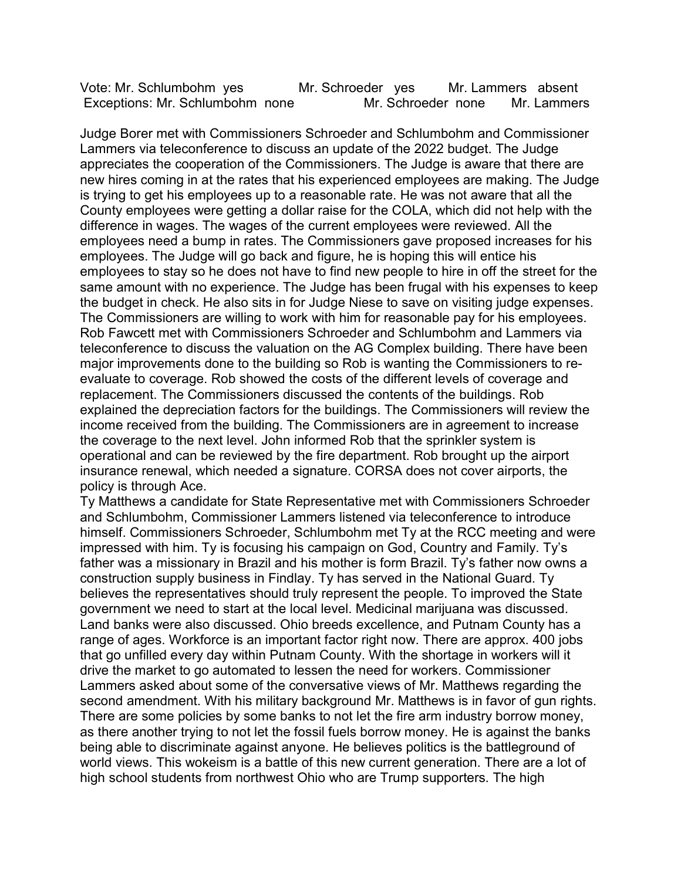Vote: Mr. Schlumbohm yes Mr. Schroeder yes Mr. Lammers absent
Exceptions: Mr. Schlumbohm none Mr. Schroeder none Mr. Lammers

Judge Borer met with Commissioners Schroeder and Schlumbohm and Commissioner Lammers via teleconference to discuss an update of the 2022 budget. The Judge appreciates the cooperation of the Commissioners. The Judge is aware that there are new hires coming in at the rates that his experienced employees are making. The Judge is trying to get his employees up to a reasonable rate. He was not aware that all the County employees were getting a dollar raise for the COLA, which did not help with the difference in wages. The wages of the current employees were reviewed. All the employees need a bump in rates. The Commissioners gave proposed increases for his employees. The Judge will go back and figure, he is hoping this will entice his employees to stay so he does not have to find new people to hire in off the street for the same amount with no experience. The Judge has been frugal with his expenses to keep the budget in check. He also sits in for Judge Niese to save on visiting judge expenses. The Commissioners are willing to work with him for reasonable pay for his employees.
Rob Fawcett met with Commissioners Schroeder and Schlumbohm and Lammers via teleconference to discuss the valuation on the AG Complex building. There have been major improvements done to the building so Rob is wanting the Commissioners to re-evaluate to coverage. Rob showed the costs of the different levels of coverage and replacement. The Commissioners discussed the contents of the buildings. Rob explained the depreciation factors for the buildings. The Commissioners will review the income received from the building. The Commissioners are in agreement to increase the coverage to the next level. John informed Rob that the sprinkler system is operational and can be reviewed by the fire department. Rob brought up the airport insurance renewal, which needed a signature. CORSA does not cover airports, the policy is through Ace.
Ty Matthews a candidate for State Representative met with Commissioners Schroeder and Schlumbohm, Commissioner Lammers listened via teleconference to introduce himself. Commissioners Schroeder, Schlumbohm met Ty at the RCC meeting and were impressed with him. Ty is focusing his campaign on God, Country and Family. Ty's father was a missionary in Brazil and his mother is form Brazil. Ty's father now owns a construction supply business in Findlay. Ty has served in the National Guard. Ty believes the representatives should truly represent the people. To improved the State government we need to start at the local level. Medicinal marijuana was discussed. Land banks were also discussed. Ohio breeds excellence, and Putnam County has a range of ages. Workforce is an important factor right now. There are approx. 400 jobs that go unfilled every day within Putnam County. With the shortage in workers will it drive the market to go automated to lessen the need for workers. Commissioner Lammers asked about some of the conversative views of Mr. Matthews regarding the second amendment. With his military background Mr. Matthews is in favor of gun rights. There are some policies by some banks to not let the fire arm industry borrow money, as there another trying to not let the fossil fuels borrow money. He is against the banks being able to discriminate against anyone. He believes politics is the battleground of world views. This wokeism is a battle of this new current generation. There are a lot of high school students from northwest Ohio who are Trump supporters. The high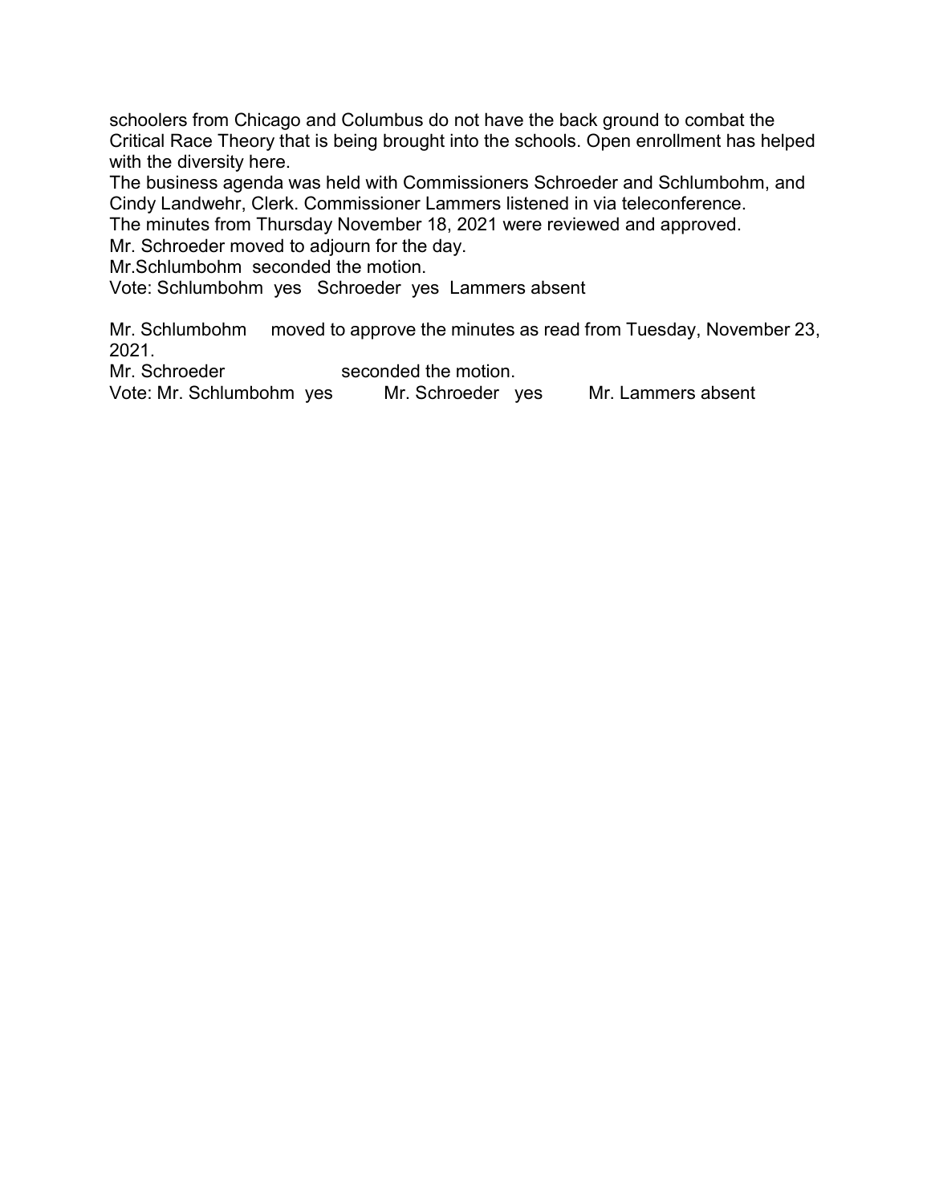schoolers from Chicago and Columbus do not have the back ground to combat the Critical Race Theory that is being brought into the schools. Open enrollment has helped with the diversity here.

The business agenda was held with Commissioners Schroeder and Schlumbohm, and Cindy Landwehr, Clerk. Commissioner Lammers listened in via teleconference.

The minutes from Thursday November 18, 2021 were reviewed and approved.

Mr. Schroeder moved to adjourn for the day.

Mr.Schlumbohm seconded the motion.

Vote: Schlumbohm yes Schroeder yes Lammers absent

Mr. Schlumbohm moved to approve the minutes as read from Tuesday, November 23, 2021.

Mr. Schroeder seconded the motion.

Vote: Mr. Schlumbohm yes Mr. Schroeder yes Mr. Lammers absent